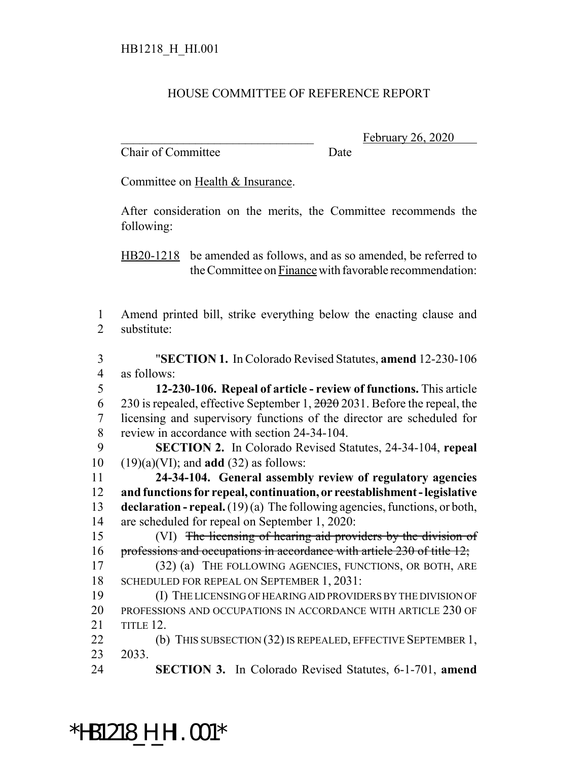HB1218_H_HI.001

HOUSE COMMITTEE OF REFERENCE REPORT

_______________________________ February 26, 2020

Chair of Committee Date

Committee on Health & Insurance.

After consideration on the merits, the Committee recommends the following:

HB20-1218 be amended as follows, and as so amended, be referred to the Committee on Finance with favorable recommendation:

1 Amend printed bill, strike everything below the enacting clause and
2 substitute:

3 "**SECTION 1.** In Colorado Revised Statutes, **amend** 12-230-106
4 as follows:
5 **12-230-106. Repeal of article - review of functions.** This article
6 230 is repealed, effective September 1, ~~2020~~ 2031. Before the repeal, the
7 licensing and supervisory functions of the director are scheduled for
8 review in accordance with section 24-34-104.
9 **SECTION 2.** In Colorado Revised Statutes, 24-34-104, **repeal**
10 (19)(a)(VI); and **add** (32) as follows:
11 **24-34-104. General assembly review of regulatory agencies**
12 **and functions for repeal, continuation, or reestablishment - legislative**
13 **declaration - repeal.** (19) (a) The following agencies, functions, or both,
14 are scheduled for repeal on September 1, 2020:
15 (VI) ~~The licensing of hearing aid providers by the division of~~
16 ~~professions and occupations in accordance with article 230 of title 12;~~
17 (32) (a) THE FOLLOWING AGENCIES, FUNCTIONS, OR BOTH, ARE
18 SCHEDULED FOR REPEAL ON SEPTEMBER 1, 2031:
19 (I) THE LICENSING OF HEARING AID PROVIDERS BY THE DIVISION OF
20 PROFESSIONS AND OCCUPATIONS IN ACCORDANCE WITH ARTICLE 230 OF
21 TITLE 12.
22 (b) THIS SUBSECTION (32) IS REPEALED, EFFECTIVE SEPTEMBER 1,
23 2033.
24 **SECTION 3.** In Colorado Revised Statutes, 6-1-701, **amend**

*HB1218_H_HI.001*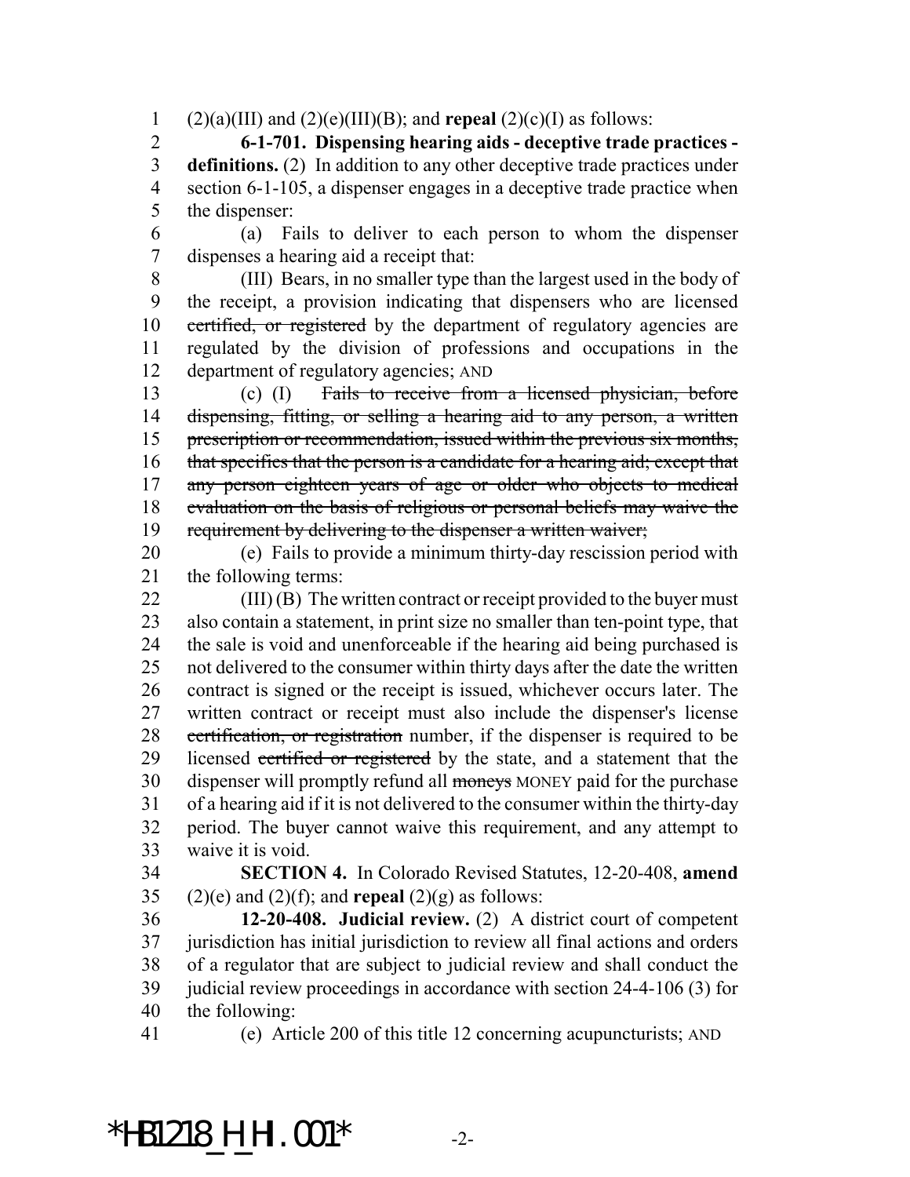(2)(a)(III) and (2)(e)(III)(B); and **repeal** (2)(c)(I) as follows:

**6-1-701. Dispensing hearing aids - deceptive trade practices - definitions.** (2) In addition to any other deceptive trade practices under section 6-1-105, a dispenser engages in a deceptive trade practice when the dispenser:

(a) Fails to deliver to each person to whom the dispenser dispenses a hearing aid a receipt that:

(III) Bears, in no smaller type than the largest used in the body of the receipt, a provision indicating that dispensers who are licensed ~~certified, or registered~~ by the department of regulatory agencies are regulated by the division of professions and occupations in the department of regulatory agencies; AND

(c) (I) ~~Fails to receive from a licensed physician, before dispensing, fitting, or selling a hearing aid to any person, a written prescription or recommendation, issued within the previous six months, that specifies that the person is a candidate for a hearing aid; except that any person eighteen years of age or older who objects to medical evaluation on the basis of religious or personal beliefs may waive the requirement by delivering to the dispenser a written waiver;~~

(e) Fails to provide a minimum thirty-day rescission period with the following terms:

(III) (B) The written contract or receipt provided to the buyer must also contain a statement, in print size no smaller than ten-point type, that the sale is void and unenforceable if the hearing aid being purchased is not delivered to the consumer within thirty days after the date the written contract is signed or the receipt is issued, whichever occurs later. The written contract or receipt must also include the dispenser's license ~~certification, or registration~~ number, if the dispenser is required to be licensed ~~certified or registered~~ by the state, and a statement that the dispenser will promptly refund all ~~moneys~~ MONEY paid for the purchase of a hearing aid if it is not delivered to the consumer within the thirty-day period. The buyer cannot waive this requirement, and any attempt to waive it is void.

**SECTION 4.** In Colorado Revised Statutes, 12-20-408, **amend** (2)(e) and (2)(f); and **repeal** (2)(g) as follows:

**12-20-408. Judicial review.** (2) A district court of competent jurisdiction has initial jurisdiction to review all final actions and orders of a regulator that are subject to judicial review and shall conduct the judicial review proceedings in accordance with section 24-4-106 (3) for the following:

(e) Article 200 of this title 12 concerning acupuncturists; AND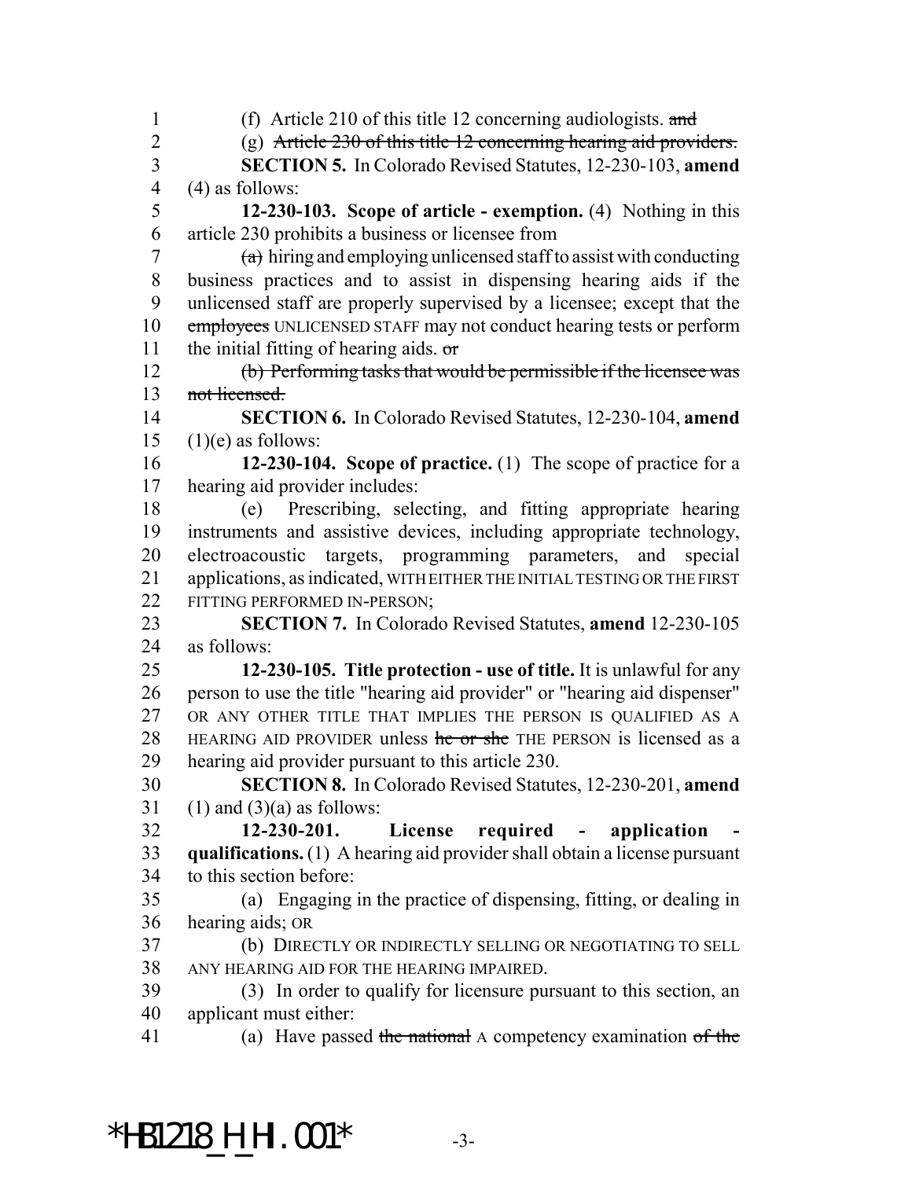(f) Article 210 of this title 12 concerning audiologists. ~~and~~

(g) ~~Article 230 of this title 12 concerning hearing aid providers.~~

**SECTION 5.** In Colorado Revised Statutes, 12-230-103, **amend** (4) as follows:

**12-230-103. Scope of article - exemption.** (4) Nothing in this article 230 prohibits a business or licensee from

~~(a)~~ hiring and employing unlicensed staff to assist with conducting business practices and to assist in dispensing hearing aids if the unlicensed staff are properly supervised by a licensee; except that the ~~employees~~ UNLICENSED STAFF may not conduct hearing tests or perform the initial fitting of hearing aids. ~~or~~

~~(b) Performing tasks that would be permissible if the licensee was not licensed.~~

**SECTION 6.** In Colorado Revised Statutes, 12-230-104, **amend** (1)(e) as follows:

**12-230-104. Scope of practice.** (1) The scope of practice for a hearing aid provider includes:

(e) Prescribing, selecting, and fitting appropriate hearing instruments and assistive devices, including appropriate technology, electroacoustic targets, programming parameters, and special applications, as indicated, WITH EITHER THE INITIAL TESTING OR THE FIRST FITTING PERFORMED IN-PERSON;

**SECTION 7.** In Colorado Revised Statutes, **amend** 12-230-105 as follows:

**12-230-105. Title protection - use of title.** It is unlawful for any person to use the title "hearing aid provider" or "hearing aid dispenser" OR ANY OTHER TITLE THAT IMPLIES THE PERSON IS QUALIFIED AS A HEARING AID PROVIDER unless ~~he or she~~ THE PERSON is licensed as a hearing aid provider pursuant to this article 230.

**SECTION 8.** In Colorado Revised Statutes, 12-230-201, **amend** (1) and (3)(a) as follows:

**12-230-201. License required - application - qualifications.** (1) A hearing aid provider shall obtain a license pursuant to this section before:

(a) Engaging in the practice of dispensing, fitting, or dealing in hearing aids; OR

(b) DIRECTLY OR INDIRECTLY SELLING OR NEGOTIATING TO SELL ANY HEARING AID FOR THE HEARING IMPAIRED.

(3) In order to qualify for licensure pursuant to this section, an applicant must either:

(a) Have passed ~~the national~~ A competency examination ~~of the~~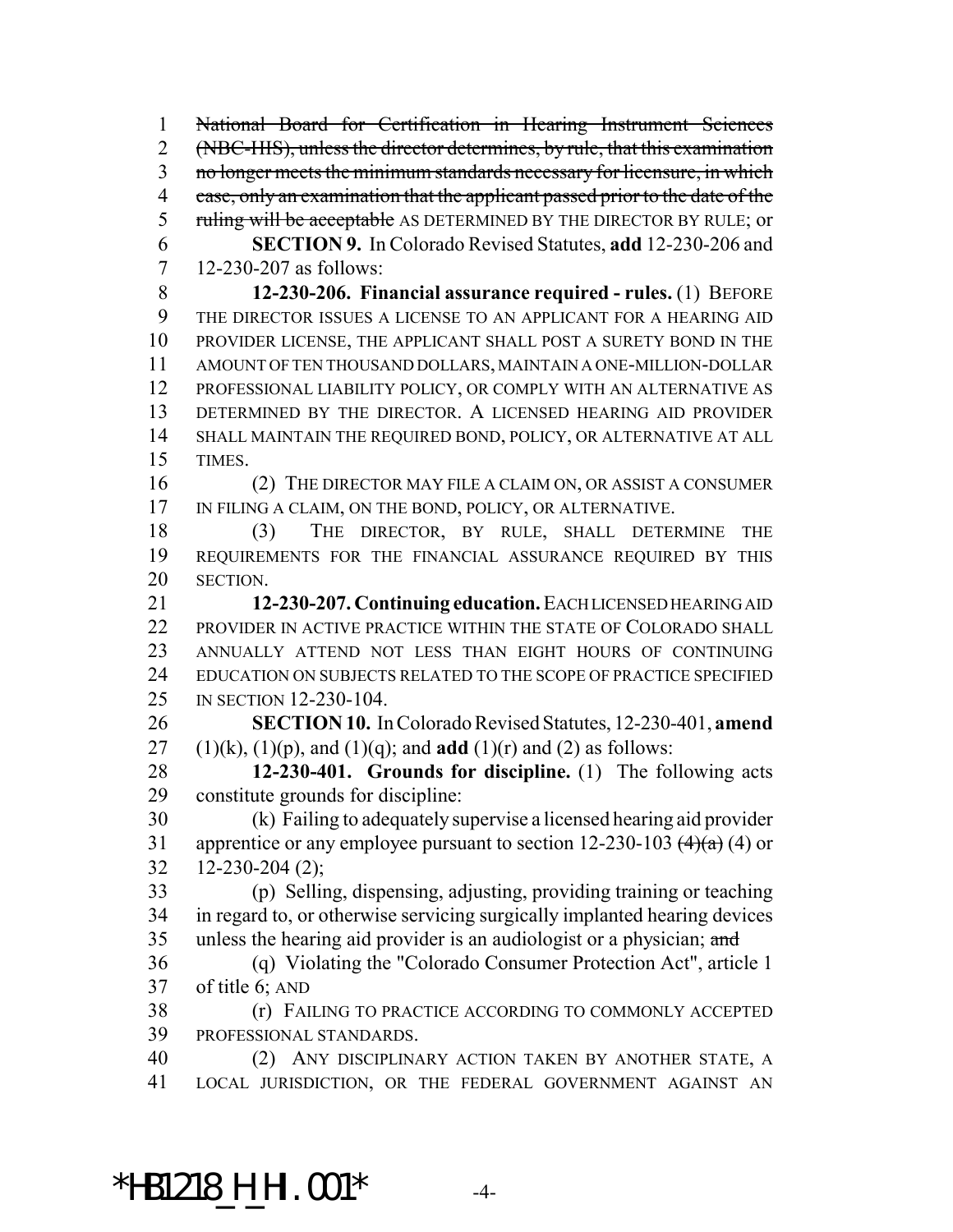~~National Board for Certification in Hearing Instrument Sciences (NBC-HIS), unless the director determines, by rule, that this examination no longer meets the minimum standards necessary for licensure, in which case, only an examination that the applicant passed prior to the date of the ruling will be acceptable~~ AS DETERMINED BY THE DIRECTOR BY RULE; or

**SECTION 9.** In Colorado Revised Statutes, **add** 12-230-206 and 12-230-207 as follows:

**12-230-206. Financial assurance required - rules.** (1) BEFORE THE DIRECTOR ISSUES A LICENSE TO AN APPLICANT FOR A HEARING AID PROVIDER LICENSE, THE APPLICANT SHALL POST A SURETY BOND IN THE AMOUNT OF TEN THOUSAND DOLLARS, MAINTAIN A ONE-MILLION-DOLLAR PROFESSIONAL LIABILITY POLICY, OR COMPLY WITH AN ALTERNATIVE AS DETERMINED BY THE DIRECTOR. A LICENSED HEARING AID PROVIDER SHALL MAINTAIN THE REQUIRED BOND, POLICY, OR ALTERNATIVE AT ALL TIMES.

(2) THE DIRECTOR MAY FILE A CLAIM ON, OR ASSIST A CONSUMER IN FILING A CLAIM, ON THE BOND, POLICY, OR ALTERNATIVE.

(3) THE DIRECTOR, BY RULE, SHALL DETERMINE THE REQUIREMENTS FOR THE FINANCIAL ASSURANCE REQUIRED BY THIS SECTION.

**12-230-207. Continuing education.** EACH LICENSED HEARING AID PROVIDER IN ACTIVE PRACTICE WITHIN THE STATE OF COLORADO SHALL ANNUALLY ATTEND NOT LESS THAN EIGHT HOURS OF CONTINUING EDUCATION ON SUBJECTS RELATED TO THE SCOPE OF PRACTICE SPECIFIED IN SECTION 12-230-104.

**SECTION 10.** In Colorado Revised Statutes, 12-230-401, **amend** (1)(k), (1)(p), and (1)(q); and **add** (1)(r) and (2) as follows:

**12-230-401. Grounds for discipline.** (1) The following acts constitute grounds for discipline:

(k) Failing to adequately supervise a licensed hearing aid provider apprentice or any employee pursuant to section 12-230-103 ~~(4)(a)~~ (4) or 12-230-204 (2);

(p) Selling, dispensing, adjusting, providing training or teaching in regard to, or otherwise servicing surgically implanted hearing devices unless the hearing aid provider is an audiologist or a physician; ~~and~~

(q) Violating the "Colorado Consumer Protection Act", article 1 of title 6; AND

(r) FAILING TO PRACTICE ACCORDING TO COMMONLY ACCEPTED PROFESSIONAL STANDARDS.

(2) ANY DISCIPLINARY ACTION TAKEN BY ANOTHER STATE, A LOCAL JURISDICTION, OR THE FEDERAL GOVERNMENT AGAINST AN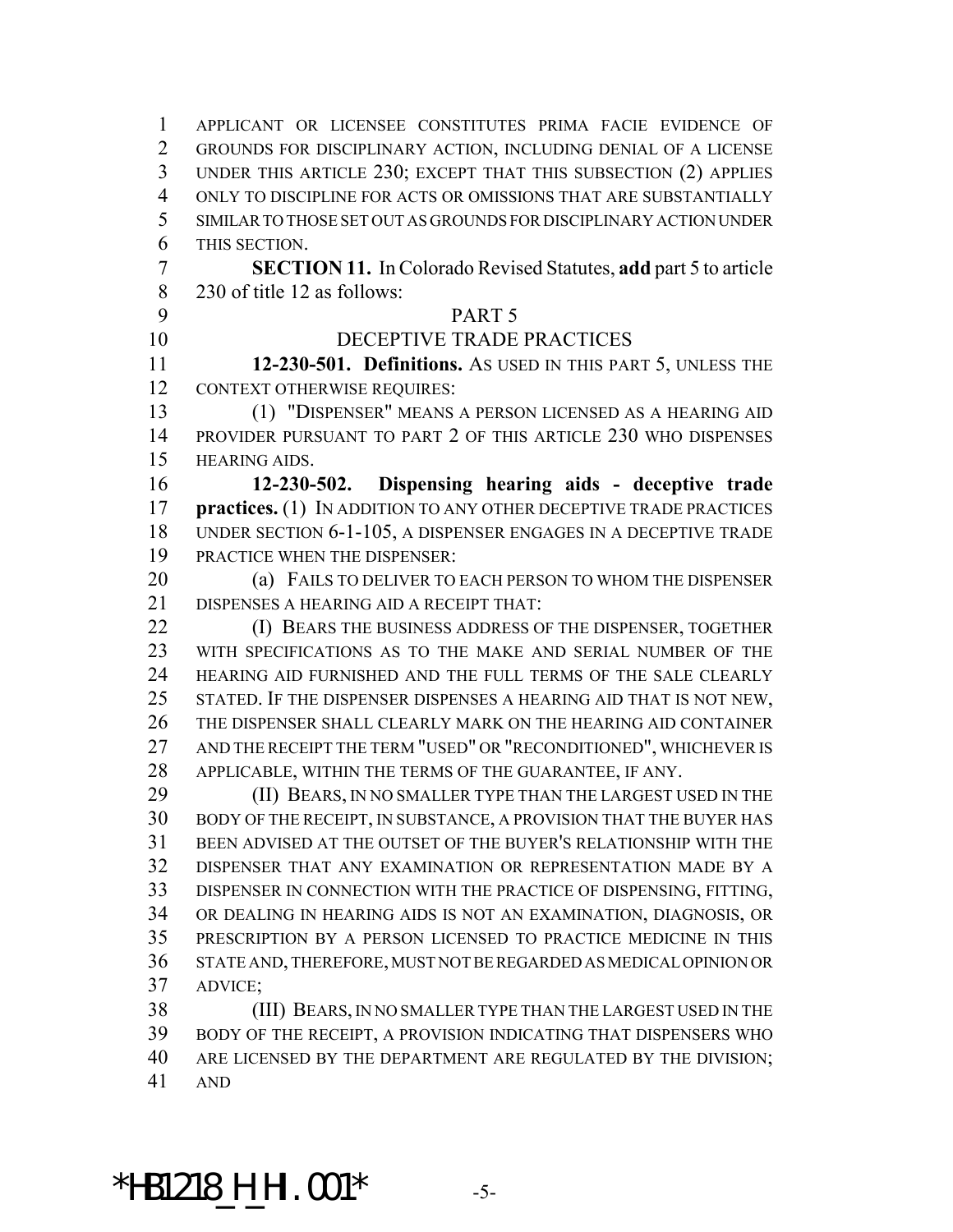APPLICANT OR LICENSEE CONSTITUTES PRIMA FACIE EVIDENCE OF GROUNDS FOR DISCIPLINARY ACTION, INCLUDING DENIAL OF A LICENSE UNDER THIS ARTICLE 230; EXCEPT THAT THIS SUBSECTION (2) APPLIES ONLY TO DISCIPLINE FOR ACTS OR OMISSIONS THAT ARE SUBSTANTIALLY SIMILAR TO THOSE SET OUT AS GROUNDS FOR DISCIPLINARY ACTION UNDER THIS SECTION.

**SECTION 11.** In Colorado Revised Statutes, **add** part 5 to article 230 of title 12 as follows:

PART 5

DECEPTIVE TRADE PRACTICES

**12-230-501. Definitions.** AS USED IN THIS PART 5, UNLESS THE CONTEXT OTHERWISE REQUIRES:

(1) "DISPENSER" MEANS A PERSON LICENSED AS A HEARING AID PROVIDER PURSUANT TO PART 2 OF THIS ARTICLE 230 WHO DISPENSES HEARING AIDS.

**12-230-502. Dispensing hearing aids - deceptive trade practices.** (1) IN ADDITION TO ANY OTHER DECEPTIVE TRADE PRACTICES UNDER SECTION 6-1-105, A DISPENSER ENGAGES IN A DECEPTIVE TRADE PRACTICE WHEN THE DISPENSER:

(a) FAILS TO DELIVER TO EACH PERSON TO WHOM THE DISPENSER DISPENSES A HEARING AID A RECEIPT THAT:

(I) BEARS THE BUSINESS ADDRESS OF THE DISPENSER, TOGETHER WITH SPECIFICATIONS AS TO THE MAKE AND SERIAL NUMBER OF THE HEARING AID FURNISHED AND THE FULL TERMS OF THE SALE CLEARLY STATED. IF THE DISPENSER DISPENSES A HEARING AID THAT IS NOT NEW, THE DISPENSER SHALL CLEARLY MARK ON THE HEARING AID CONTAINER AND THE RECEIPT THE TERM "USED" OR "RECONDITIONED", WHICHEVER IS APPLICABLE, WITHIN THE TERMS OF THE GUARANTEE, IF ANY.

(II) BEARS, IN NO SMALLER TYPE THAN THE LARGEST USED IN THE BODY OF THE RECEIPT, IN SUBSTANCE, A PROVISION THAT THE BUYER HAS BEEN ADVISED AT THE OUTSET OF THE BUYER'S RELATIONSHIP WITH THE DISPENSER THAT ANY EXAMINATION OR REPRESENTATION MADE BY A DISPENSER IN CONNECTION WITH THE PRACTICE OF DISPENSING, FITTING, OR DEALING IN HEARING AIDS IS NOT AN EXAMINATION, DIAGNOSIS, OR PRESCRIPTION BY A PERSON LICENSED TO PRACTICE MEDICINE IN THIS STATE AND, THEREFORE, MUST NOT BE REGARDED AS MEDICAL OPINION OR ADVICE;

(III) BEARS, IN NO SMALLER TYPE THAN THE LARGEST USED IN THE BODY OF THE RECEIPT, A PROVISION INDICATING THAT DISPENSERS WHO ARE LICENSED BY THE DEPARTMENT ARE REGULATED BY THE DIVISION; AND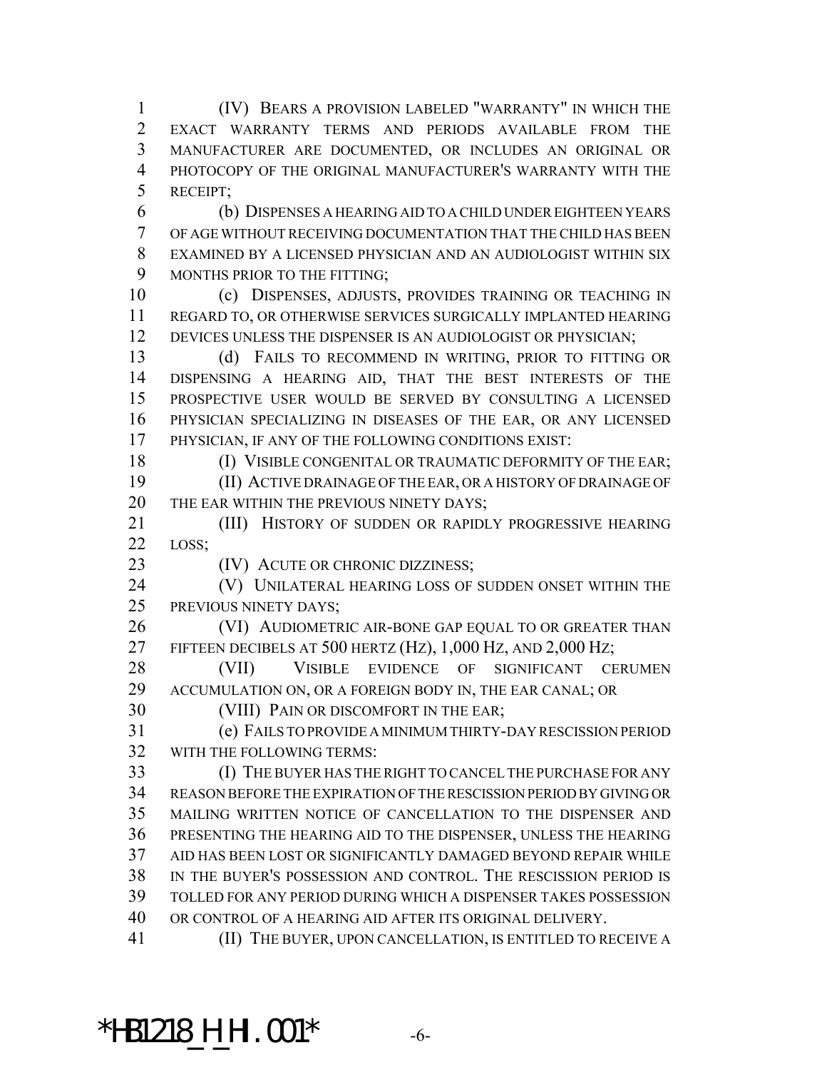(IV) BEARS A PROVISION LABELED "WARRANTY" IN WHICH THE EXACT WARRANTY TERMS AND PERIODS AVAILABLE FROM THE MANUFACTURER ARE DOCUMENTED, OR INCLUDES AN ORIGINAL OR PHOTOCOPY OF THE ORIGINAL MANUFACTURER'S WARRANTY WITH THE RECEIPT;

(b) DISPENSES A HEARING AID TO A CHILD UNDER EIGHTEEN YEARS OF AGE WITHOUT RECEIVING DOCUMENTATION THAT THE CHILD HAS BEEN EXAMINED BY A LICENSED PHYSICIAN AND AN AUDIOLOGIST WITHIN SIX MONTHS PRIOR TO THE FITTING;

(c) DISPENSES, ADJUSTS, PROVIDES TRAINING OR TEACHING IN REGARD TO, OR OTHERWISE SERVICES SURGICALLY IMPLANTED HEARING DEVICES UNLESS THE DISPENSER IS AN AUDIOLOGIST OR PHYSICIAN;

(d) FAILS TO RECOMMEND IN WRITING, PRIOR TO FITTING OR DISPENSING A HEARING AID, THAT THE BEST INTERESTS OF THE PROSPECTIVE USER WOULD BE SERVED BY CONSULTING A LICENSED PHYSICIAN SPECIALIZING IN DISEASES OF THE EAR, OR ANY LICENSED PHYSICIAN, IF ANY OF THE FOLLOWING CONDITIONS EXIST:

(I) VISIBLE CONGENITAL OR TRAUMATIC DEFORMITY OF THE EAR;

(II) ACTIVE DRAINAGE OF THE EAR, OR A HISTORY OF DRAINAGE OF THE EAR WITHIN THE PREVIOUS NINETY DAYS;

(III) HISTORY OF SUDDEN OR RAPIDLY PROGRESSIVE HEARING LOSS;

(IV) ACUTE OR CHRONIC DIZZINESS;

(V) UNILATERAL HEARING LOSS OF SUDDEN ONSET WITHIN THE PREVIOUS NINETY DAYS;

(VI) AUDIOMETRIC AIR-BONE GAP EQUAL TO OR GREATER THAN FIFTEEN DECIBELS AT 500 HERTZ (HZ), 1,000 HZ, AND 2,000 HZ;

(VII) VISIBLE EVIDENCE OF SIGNIFICANT CERUMEN ACCUMULATION ON, OR A FOREIGN BODY IN, THE EAR CANAL; OR

(VIII) PAIN OR DISCOMFORT IN THE EAR;

(e) FAILS TO PROVIDE A MINIMUM THIRTY-DAY RESCISSION PERIOD WITH THE FOLLOWING TERMS:

(I) THE BUYER HAS THE RIGHT TO CANCEL THE PURCHASE FOR ANY REASON BEFORE THE EXPIRATION OF THE RESCISSION PERIOD BY GIVING OR MAILING WRITTEN NOTICE OF CANCELLATION TO THE DISPENSER AND PRESENTING THE HEARING AID TO THE DISPENSER, UNLESS THE HEARING AID HAS BEEN LOST OR SIGNIFICANTLY DAMAGED BEYOND REPAIR WHILE IN THE BUYER'S POSSESSION AND CONTROL. THE RESCISSION PERIOD IS TOLLED FOR ANY PERIOD DURING WHICH A DISPENSER TAKES POSSESSION OR CONTROL OF A HEARING AID AFTER ITS ORIGINAL DELIVERY.

(II) THE BUYER, UPON CANCELLATION, IS ENTITLED TO RECEIVE A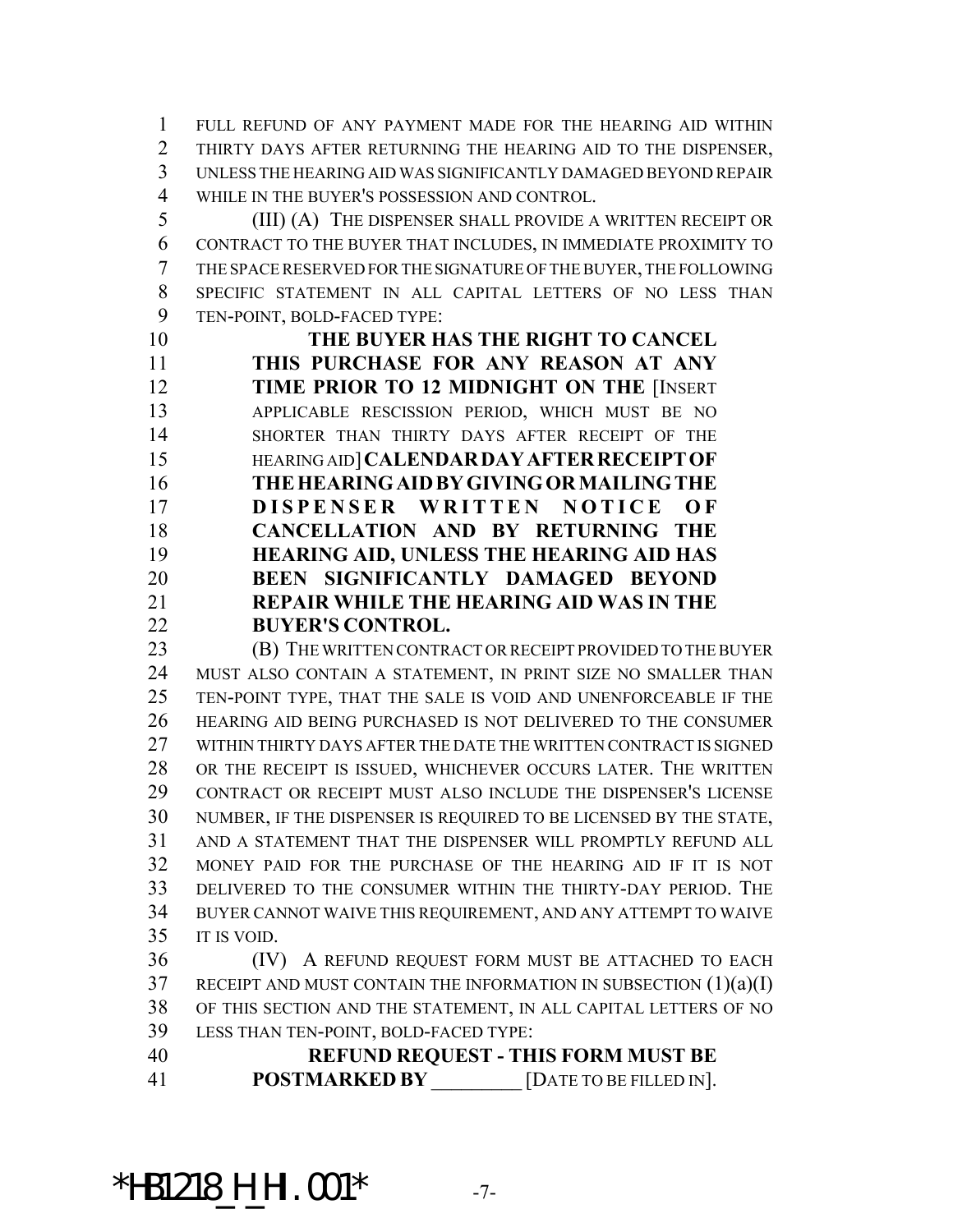FULL REFUND OF ANY PAYMENT MADE FOR THE HEARING AID WITHIN THIRTY DAYS AFTER RETURNING THE HEARING AID TO THE DISPENSER, UNLESS THE HEARING AID WAS SIGNIFICANTLY DAMAGED BEYOND REPAIR WHILE IN THE BUYER'S POSSESSION AND CONTROL.

(III) (A) THE DISPENSER SHALL PROVIDE A WRITTEN RECEIPT OR CONTRACT TO THE BUYER THAT INCLUDES, IN IMMEDIATE PROXIMITY TO THE SPACE RESERVED FOR THE SIGNATURE OF THE BUYER, THE FOLLOWING SPECIFIC STATEMENT IN ALL CAPITAL LETTERS OF NO LESS THAN TEN-POINT, BOLD-FACED TYPE:

**THE BUYER HAS THE RIGHT TO CANCEL THIS PURCHASE FOR ANY REASON AT ANY TIME PRIOR TO 12 MIDNIGHT ON THE** [INSERT APPLICABLE RESCISSION PERIOD, WHICH MUST BE NO SHORTER THAN THIRTY DAYS AFTER RECEIPT OF THE HEARING AID] **CALENDAR DAY AFTER RECEIPT OF THE HEARING AID BY GIVING OR MAILING THE DISPENSER WRITTEN NOTICE OF CANCELLATION AND BY RETURNING THE HEARING AID, UNLESS THE HEARING AID HAS BEEN SIGNIFICANTLY DAMAGED BEYOND REPAIR WHILE THE HEARING AID WAS IN THE BUYER'S CONTROL.**

(B) THE WRITTEN CONTRACT OR RECEIPT PROVIDED TO THE BUYER MUST ALSO CONTAIN A STATEMENT, IN PRINT SIZE NO SMALLER THAN TEN-POINT TYPE, THAT THE SALE IS VOID AND UNENFORCEABLE IF THE HEARING AID BEING PURCHASED IS NOT DELIVERED TO THE CONSUMER WITHIN THIRTY DAYS AFTER THE DATE THE WRITTEN CONTRACT IS SIGNED OR THE RECEIPT IS ISSUED, WHICHEVER OCCURS LATER. THE WRITTEN CONTRACT OR RECEIPT MUST ALSO INCLUDE THE DISPENSER'S LICENSE NUMBER, IF THE DISPENSER IS REQUIRED TO BE LICENSED BY THE STATE, AND A STATEMENT THAT THE DISPENSER WILL PROMPTLY REFUND ALL MONEY PAID FOR THE PURCHASE OF THE HEARING AID IF IT IS NOT DELIVERED TO THE CONSUMER WITHIN THE THIRTY-DAY PERIOD. THE BUYER CANNOT WAIVE THIS REQUIREMENT, AND ANY ATTEMPT TO WAIVE IT IS VOID.

(IV) A REFUND REQUEST FORM MUST BE ATTACHED TO EACH RECEIPT AND MUST CONTAIN THE INFORMATION IN SUBSECTION (1)(a)(I) OF THIS SECTION AND THE STATEMENT, IN ALL CAPITAL LETTERS OF NO LESS THAN TEN-POINT, BOLD-FACED TYPE:

**REFUND REQUEST - THIS FORM MUST BE POSTMARKED BY** _________ [DATE TO BE FILLED IN].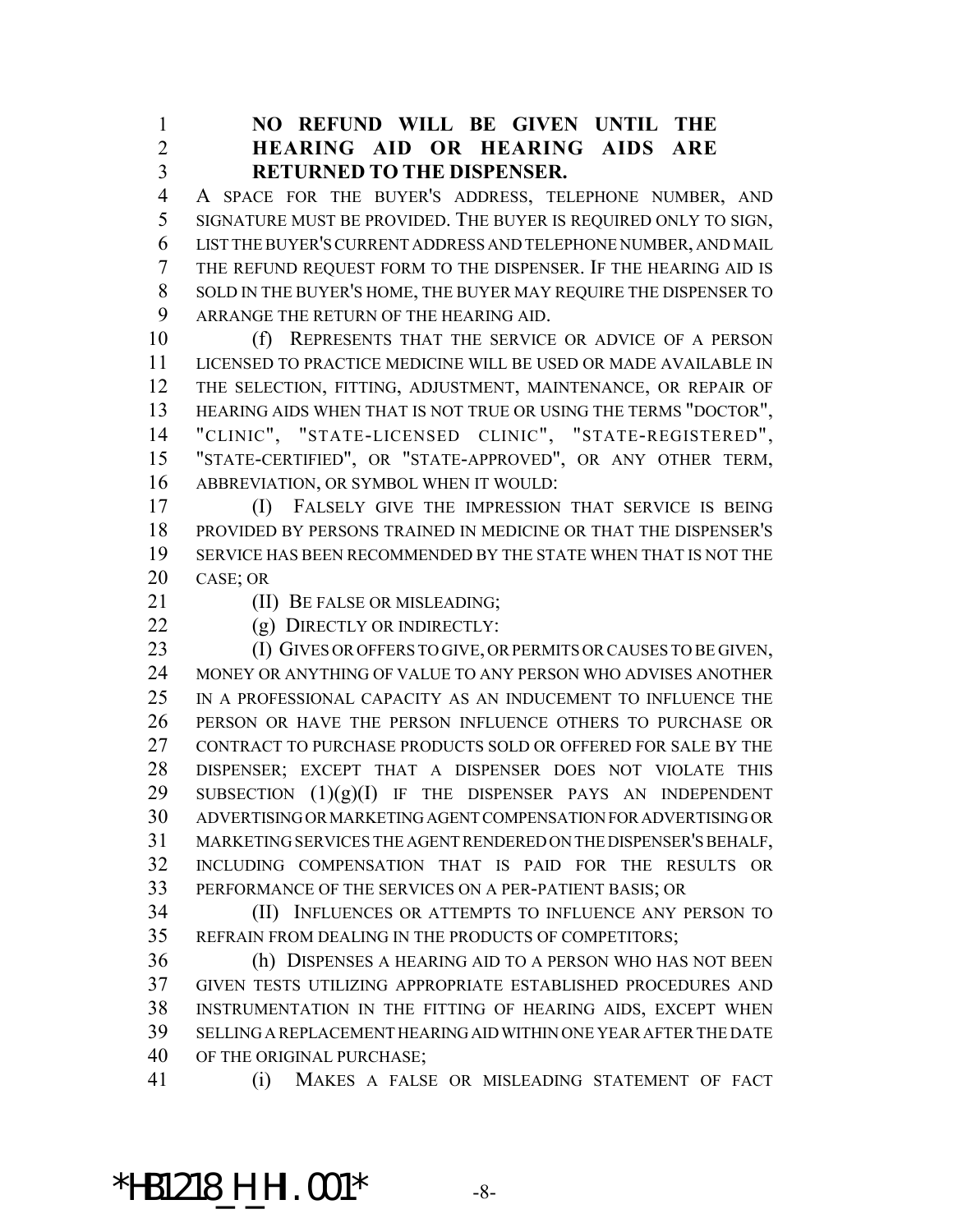**NO REFUND WILL BE GIVEN UNTIL THE HEARING AID OR HEARING AIDS ARE RETURNED TO THE DISPENSER.**

A SPACE FOR THE BUYER'S ADDRESS, TELEPHONE NUMBER, AND SIGNATURE MUST BE PROVIDED. THE BUYER IS REQUIRED ONLY TO SIGN, LIST THE BUYER'S CURRENT ADDRESS AND TELEPHONE NUMBER, AND MAIL THE REFUND REQUEST FORM TO THE DISPENSER. IF THE HEARING AID IS SOLD IN THE BUYER'S HOME, THE BUYER MAY REQUIRE THE DISPENSER TO ARRANGE THE RETURN OF THE HEARING AID.

(f) REPRESENTS THAT THE SERVICE OR ADVICE OF A PERSON LICENSED TO PRACTICE MEDICINE WILL BE USED OR MADE AVAILABLE IN THE SELECTION, FITTING, ADJUSTMENT, MAINTENANCE, OR REPAIR OF HEARING AIDS WHEN THAT IS NOT TRUE OR USING THE TERMS "DOCTOR", "CLINIC", "STATE-LICENSED CLINIC", "STATE-REGISTERED", "STATE-CERTIFIED", OR "STATE-APPROVED", OR ANY OTHER TERM, ABBREVIATION, OR SYMBOL WHEN IT WOULD:

(I) FALSELY GIVE THE IMPRESSION THAT SERVICE IS BEING PROVIDED BY PERSONS TRAINED IN MEDICINE OR THAT THE DISPENSER'S SERVICE HAS BEEN RECOMMENDED BY THE STATE WHEN THAT IS NOT THE CASE; OR

(II) BE FALSE OR MISLEADING;

(g) DIRECTLY OR INDIRECTLY:

(I) GIVES OR OFFERS TO GIVE, OR PERMITS OR CAUSES TO BE GIVEN, MONEY OR ANYTHING OF VALUE TO ANY PERSON WHO ADVISES ANOTHER IN A PROFESSIONAL CAPACITY AS AN INDUCEMENT TO INFLUENCE THE PERSON OR HAVE THE PERSON INFLUENCE OTHERS TO PURCHASE OR CONTRACT TO PURCHASE PRODUCTS SOLD OR OFFERED FOR SALE BY THE DISPENSER; EXCEPT THAT A DISPENSER DOES NOT VIOLATE THIS SUBSECTION (1)(g)(I) IF THE DISPENSER PAYS AN INDEPENDENT ADVERTISING OR MARKETING AGENT COMPENSATION FOR ADVERTISING OR MARKETING SERVICES THE AGENT RENDERED ON THE DISPENSER'S BEHALF, INCLUDING COMPENSATION THAT IS PAID FOR THE RESULTS OR PERFORMANCE OF THE SERVICES ON A PER-PATIENT BASIS; OR

(II) INFLUENCES OR ATTEMPTS TO INFLUENCE ANY PERSON TO REFRAIN FROM DEALING IN THE PRODUCTS OF COMPETITORS;

(h) DISPENSES A HEARING AID TO A PERSON WHO HAS NOT BEEN GIVEN TESTS UTILIZING APPROPRIATE ESTABLISHED PROCEDURES AND INSTRUMENTATION IN THE FITTING OF HEARING AIDS, EXCEPT WHEN SELLING A REPLACEMENT HEARING AID WITHIN ONE YEAR AFTER THE DATE OF THE ORIGINAL PURCHASE;

(i) MAKES A FALSE OR MISLEADING STATEMENT OF FACT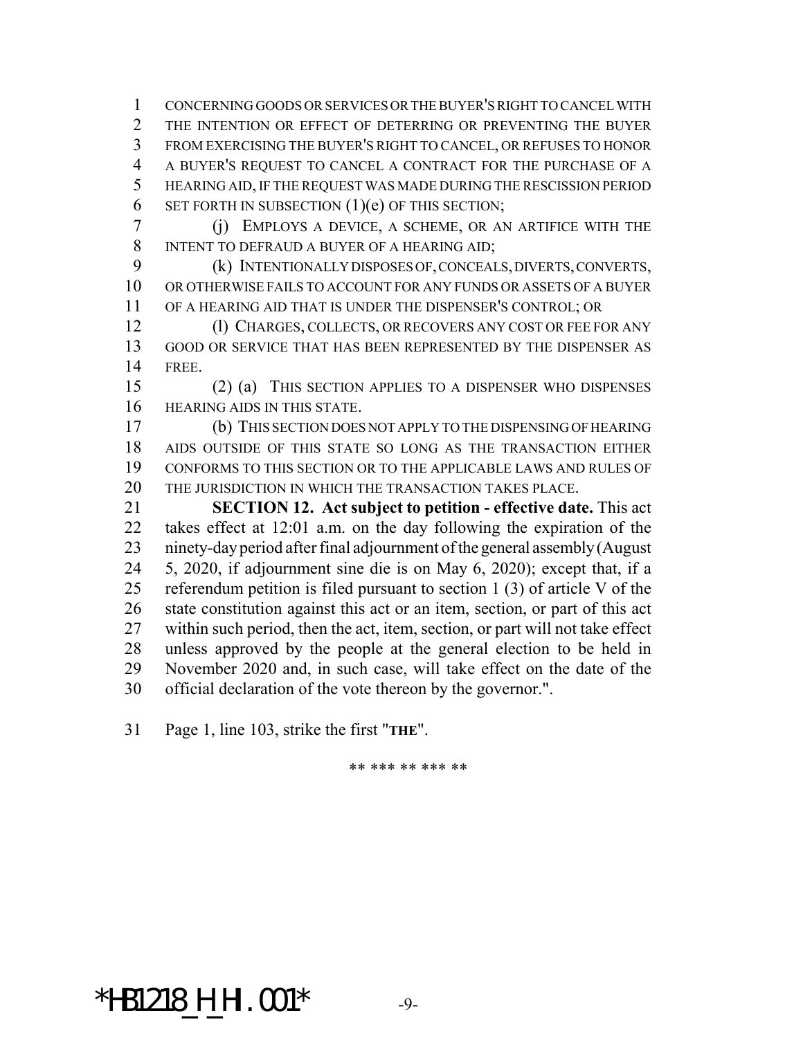CONCERNING GOODS OR SERVICES OR THE BUYER'S RIGHT TO CANCEL WITH THE INTENTION OR EFFECT OF DETERRING OR PREVENTING THE BUYER FROM EXERCISING THE BUYER'S RIGHT TO CANCEL, OR REFUSES TO HONOR A BUYER'S REQUEST TO CANCEL A CONTRACT FOR THE PURCHASE OF A HEARING AID, IF THE REQUEST WAS MADE DURING THE RESCISSION PERIOD SET FORTH IN SUBSECTION (1)(e) OF THIS SECTION;

(j) EMPLOYS A DEVICE, A SCHEME, OR AN ARTIFICE WITH THE INTENT TO DEFRAUD A BUYER OF A HEARING AID;

(k) INTENTIONALLY DISPOSES OF, CONCEALS, DIVERTS, CONVERTS, OR OTHERWISE FAILS TO ACCOUNT FOR ANY FUNDS OR ASSETS OF A BUYER OF A HEARING AID THAT IS UNDER THE DISPENSER'S CONTROL; OR

(l) CHARGES, COLLECTS, OR RECOVERS ANY COST OR FEE FOR ANY GOOD OR SERVICE THAT HAS BEEN REPRESENTED BY THE DISPENSER AS FREE.

(2) (a) THIS SECTION APPLIES TO A DISPENSER WHO DISPENSES HEARING AIDS IN THIS STATE.

(b) THIS SECTION DOES NOT APPLY TO THE DISPENSING OF HEARING AIDS OUTSIDE OF THIS STATE SO LONG AS THE TRANSACTION EITHER CONFORMS TO THIS SECTION OR TO THE APPLICABLE LAWS AND RULES OF THE JURISDICTION IN WHICH THE TRANSACTION TAKES PLACE.

**SECTION 12. Act subject to petition - effective date.** This act takes effect at 12:01 a.m. on the day following the expiration of the ninety-day period after final adjournment of the general assembly (August 5, 2020, if adjournment sine die is on May 6, 2020); except that, if a referendum petition is filed pursuant to section 1 (3) of article V of the state constitution against this act or an item, section, or part of this act within such period, then the act, item, section, or part will not take effect unless approved by the people at the general election to be held in November 2020 and, in such case, will take effect on the date of the official declaration of the vote thereon by the governor.".

Page 1, line 103, strike the first "**THE**".

** *** ** *** **

*HB1218_H_HI.001*